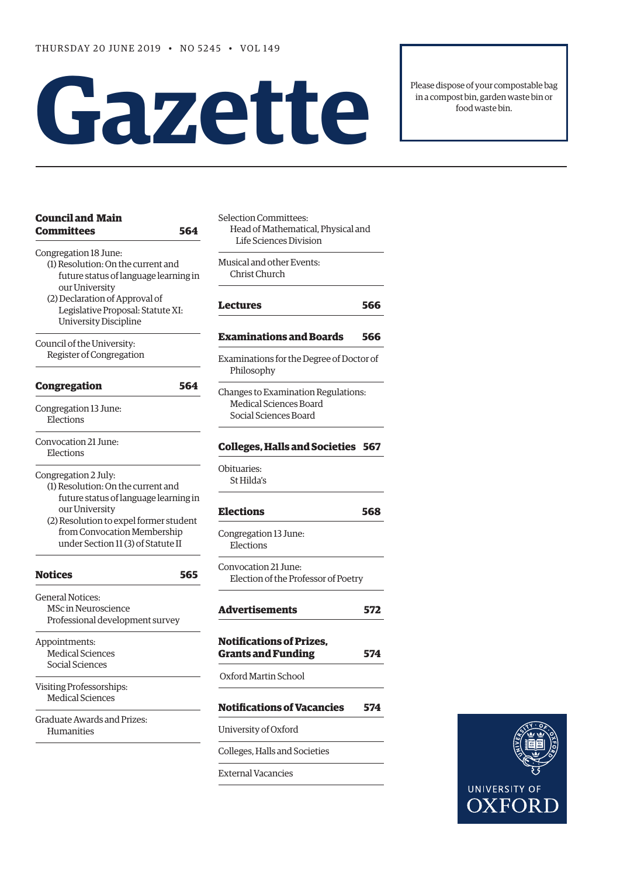THURSDAY 20 JUNE 2019 • NO 5245 • VOL 149

# Gazette

Please dispose of your compostable bag in a compost bin, garden waste bin or food waste bin.

**Council and Main Committees** **564**

Congregation 18 June:
- (1) Resolution: On the current and future status of language learning in our University
- (2) Declaration of Approval of Legislative Proposal: Statute XI: University Discipline

Council of the University:
- Register of Congregation

**Congregation** **564**

Congregation 13 June:
- Elections

Convocation 21 June:
- Elections

Congregation 2 July:
- (1) Resolution: On the current and future status of language learning in our University
- (2) Resolution to expel former student from Convocation Membership under Section 11 (3) of Statute II

**Notices** **565**

General Notices:
- MSc in Neuroscience
- Professional development survey

Appointments:
- Medical Sciences
- Social Sciences

Visiting Professorships:
- Medical Sciences

Graduate Awards and Prizes:
- Humanities

Selection Committees:
- Head of Mathematical, Physical and Life Sciences Division

Musical and other Events:
- Christ Church

**Lectures** **566**

**Examinations and Boards** **566**

Examinations for the Degree of Doctor of Philosophy

Changes to Examination Regulations:
- Medical Sciences Board
- Social Sciences Board

**Colleges, Halls and Societies** **567**

Obituaries:
- St Hilda's

**Elections** **568**

Congregation 13 June:
- Elections

Convocation 21 June:
- Election of the Professor of Poetry

**Advertisements** **572**

**Notifications of Prizes, Grants and Funding** **574**

Oxford Martin School

**Notifications of Vacancies** **574**

University of Oxford

Colleges, Halls and Societies

External Vacancies

UNIVERSITY OF OXFORD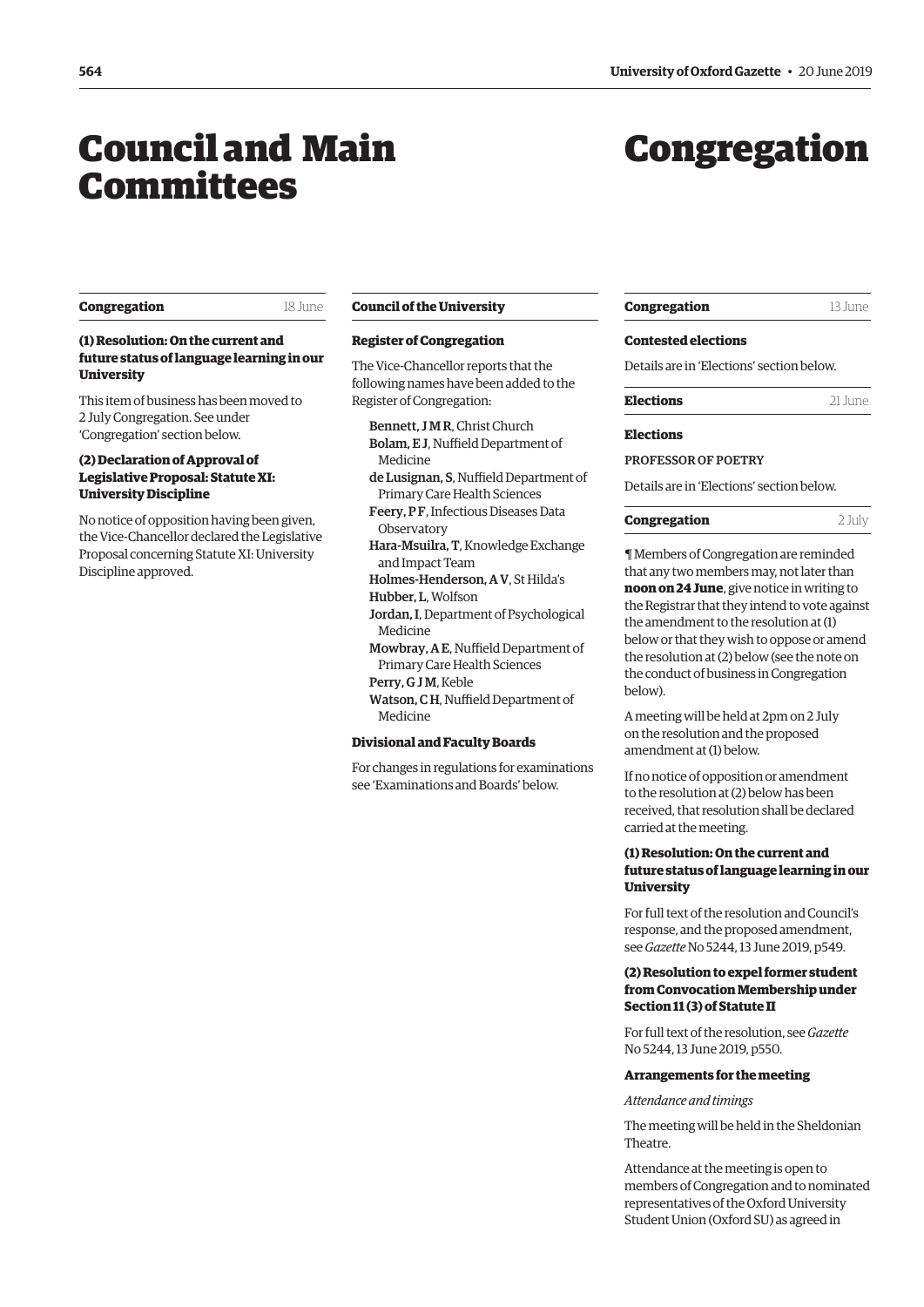# Council and Main Committees

**Congregation** 18 June

### (1) Resolution: On the current and future status of language learning in our University

This item of business has been moved to 2 July Congregation. See under 'Congregation' section below.

### (2) Declaration of Approval of Legislative Proposal: Statute XI: University Discipline

No notice of opposition having been given, the Vice-Chancellor declared the Legislative Proposal concerning Statute XI: University Discipline approved.

**Council of the University**

### Register of Congregation

The Vice-Chancellor reports that the following names have been added to the Register of Congregation:

- **Bennett, J M R**, Christ Church
- **Bolam, E J**, Nuffield Department of Medicine
- **de Lusignan, S**, Nuffield Department of Primary Care Health Sciences
- **Feery, P F**, Infectious Diseases Data Observatory
- **Hara-Msuilra, T**, Knowledge Exchange and Impact Team
- **Holmes-Henderson, A V**, St Hilda's
- **Hubber, L**, Wolfson
- **Jordan, I**, Department of Psychological Medicine
- **Mowbray, A E**, Nuffield Department of Primary Care Health Sciences
- **Perry, G J M**, Keble
- **Watson, C H**, Nuffield Department of Medicine

### Divisional and Faculty Boards

For changes in regulations for examinations see 'Examinations and Boards' below.

# Congregation

**Congregation** 13 June

### Contested elections

Details are in 'Elections' section below.

**Elections** 21 June

### Elections

PROFESSOR OF POETRY

Details are in 'Elections' section below.

**Congregation** 2 July

¶ Members of Congregation are reminded that any two members may, not later than **noon on 24 June**, give notice in writing to the Registrar that they intend to vote against the amendment to the resolution at (1) below or that they wish to oppose or amend the resolution at (2) below (see the note on the conduct of business in Congregation below).

A meeting will be held at 2pm on 2 July on the resolution and the proposed amendment at (1) below.

If no notice of opposition or amendment to the resolution at (2) below has been received, that resolution shall be declared carried at the meeting.

### (1) Resolution: On the current and future status of language learning in our University

For full text of the resolution and Council's response, and the proposed amendment, see *Gazette* No 5244, 13 June 2019, p549.

### (2) Resolution to expel former student from Convocation Membership under Section 11 (3) of Statute II

For full text of the resolution, see *Gazette* No 5244, 13 June 2019, p550.

### Arrangements for the meeting

*Attendance and timings*

The meeting will be held in the Sheldonian Theatre.

Attendance at the meeting is open to members of Congregation and to nominated representatives of the Oxford University Student Union (Oxford SU) as agreed in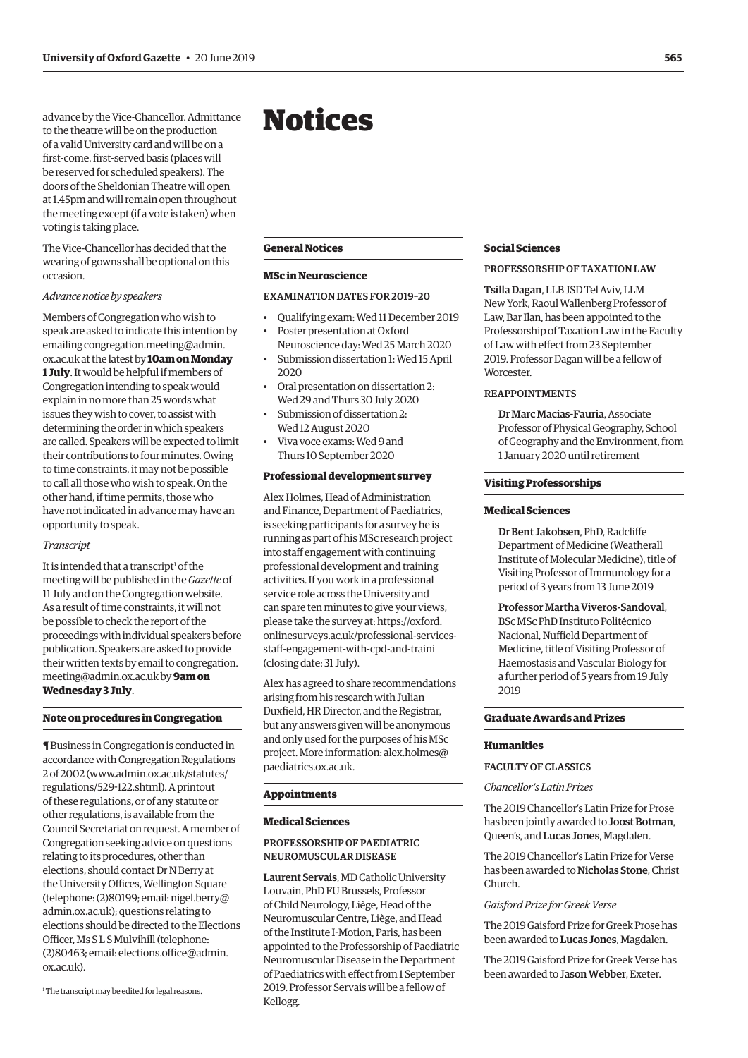advance by the Vice-Chancellor. Admittance to the theatre will be on the production of a valid University card and will be on a first-come, first-served basis (places will be reserved for scheduled speakers). The doors of the Sheldonian Theatre will open at 1.45pm and will remain open throughout the meeting except (if a vote is taken) when voting is taking place.

The Vice-Chancellor has decided that the wearing of gowns shall be optional on this occasion.

*Advance notice by speakers*

Members of Congregation who wish to speak are asked to indicate this intention by emailing congregation.meeting@admin.ox.ac.uk at the latest by **10am on Monday 1 July**. It would be helpful if members of Congregation intending to speak would explain in no more than 25 words what issues they wish to cover, to assist with determining the order in which speakers are called. Speakers will be expected to limit their contributions to four minutes. Owing to time constraints, it may not be possible to call all those who wish to speak. On the other hand, if time permits, those who have not indicated in advance may have an opportunity to speak.

*Transcript*

It is intended that a transcript[1] of the meeting will be published in the *Gazette* of 11 July and on the Congregation website. As a result of time constraints, it will not be possible to check the report of the proceedings with individual speakers before publication. Speakers are asked to provide their written texts by email to congregation.meeting@admin.ox.ac.uk by **9am on Wednesday 3 July**.

## Note on procedures in Congregation

¶ Business in Congregation is conducted in accordance with Congregation Regulations 2 of 2002 (www.admin.ox.ac.uk/statutes/regulations/529-122.shtml). A printout of these regulations, or of any statute or other regulations, is available from the Council Secretariat on request. A member of Congregation seeking advice on questions relating to its procedures, other than elections, should contact Dr N Berry at the University Offices, Wellington Square (telephone: (2)80199; email: nigel.berry@admin.ox.ac.uk); questions relating to elections should be directed to the Elections Officer, Ms S L S Mulvihill (telephone: (2)80463; email: elections.office@admin.ox.ac.uk).

[1] The transcript may be edited for legal reasons.

# Notices

## General Notices

### MSc in Neuroscience

EXAMINATION DATES FOR 2019–20

- Qualifying exam: Wed 11 December 2019
- Poster presentation at Oxford Neuroscience day: Wed 25 March 2020
- Submission dissertation 1: Wed 15 April 2020
- Oral presentation on dissertation 2: Wed 29 and Thurs 30 July 2020
- Submission of dissertation 2: Wed 12 August 2020
- Viva voce exams: Wed 9 and Thurs 10 September 2020

### Professional development survey

Alex Holmes, Head of Administration and Finance, Department of Paediatrics, is seeking participants for a survey he is running as part of his MSc research project into staff engagement with continuing professional development and training activities. If you work in a professional service role across the University and can spare ten minutes to give your views, please take the survey at: https://oxford.onlinesurveys.ac.uk/professional-services-staff-engagement-with-cpd-and-traini (closing date: 31 July).

Alex has agreed to share recommendations arising from his research with Julian Duxfield, HR Director, and the Registrar, but any answers given will be anonymous and only used for the purposes of his MSc project. More information: alex.holmes@paediatrics.ox.ac.uk.

## Appointments

### Medical Sciences

PROFESSORSHIP OF PAEDIATRIC NEUROMUSCULAR DISEASE

**Laurent Servais**, MD Catholic University Louvain, PhD FU Brussels, Professor of Child Neurology, Liège, Head of the Neuromuscular Centre, Liège, and Head of the Institute I-Motion, Paris, has been appointed to the Professorship of Paediatric Neuromuscular Disease in the Department of Paediatrics with effect from 1 September 2019. Professor Servais will be a fellow of Kellogg.

### Social Sciences

PROFESSORSHIP OF TAXATION LAW

**Tsilla Dagan**, LLB JSD Tel Aviv, LLM New York, Raoul Wallenberg Professor of Law, Bar Ilan, has been appointed to the Professorship of Taxation Law in the Faculty of Law with effect from 23 September 2019. Professor Dagan will be a fellow of Worcester.

REAPPOINTMENTS

**Dr Marc Macias-Fauria**, Associate Professor of Physical Geography, School of Geography and the Environment, from 1 January 2020 until retirement

## Visiting Professorships

### Medical Sciences

**Dr Bent Jakobsen**, PhD, Radcliffe Department of Medicine (Weatherall Institute of Molecular Medicine), title of Visiting Professor of Immunology for a period of 3 years from 13 June 2019

**Professor Martha Viveros-Sandoval**, BSc MSc PhD Instituto Politécnico Nacional, Nuffield Department of Medicine, title of Visiting Professor of Haemostasis and Vascular Biology for a further period of 5 years from 19 July 2019

## Graduate Awards and Prizes

### Humanities

FACULTY OF CLASSICS

*Chancellor's Latin Prizes*

The 2019 Chancellor's Latin Prize for Prose has been jointly awarded to **Joost Botman**, Queen's, and **Lucas Jones**, Magdalen.

The 2019 Chancellor's Latin Prize for Verse has been awarded to **Nicholas Stone**, Christ Church.

*Gaisford Prize for Greek Verse*

The 2019 Gaisford Prize for Greek Prose has been awarded to **Lucas Jones**, Magdalen.

The 2019 Gaisford Prize for Greek Verse has been awarded to **Jason Webber**, Exeter.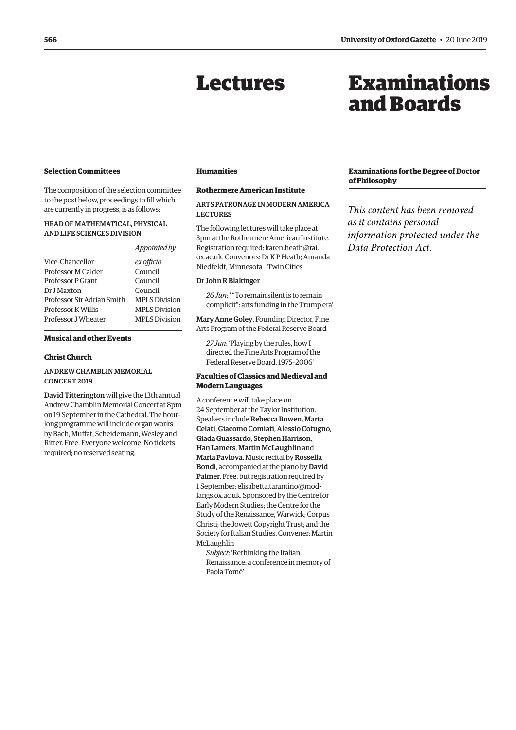# Lectures

## Selection Committees

The composition of the selection committee to the post below, proceedings to fill which are currently in progress, is as follows:

### HEAD OF MATHEMATICAL, PHYSICAL AND LIFE SCIENCES DIVISION

| | *Appointed by* |
|---|---|
| Vice-Chancellor | *ex officio* |
| Professor M Calder | Council |
| Professor P Grant | Council |
| Dr J Maxton | Council |
| Professor Sir Adrian Smith | MPLS Division |
| Professor K Willis | MPLS Division |
| Professor J Wheater | MPLS Division |

## Musical and other Events

### Christ Church

#### ANDREW CHAMBLIN MEMORIAL CONCERT 2019

**David Titterington** will give the 13th annual Andrew Chamblin Memorial Concert at 8pm on 19 September in the Cathedral. The hour-long programme will include organ works by Bach, Muffat, Scheidemann, Wesley and Ritter. Free. Everyone welcome. No tickets required; no reserved seating.

## Humanities

### Rothermere American Institute

#### ARTS PATRONAGE IN MODERN AMERICA LECTURES

The following lectures will take place at 3pm at the Rothermere American Institute. Registration required: karen.heath@rai.ox.ac.uk. Convenors: Dr K P Heath; Amanda Niedfeldt, Minnesota – Twin Cities

**Dr John R Blakinger**

*26 Jun*: ' "To remain silent is to remain complicit": arts funding in the Trump era'

**Mary Anne Goley**, Founding Director, Fine Arts Program of the Federal Reserve Board

*27 Jun*: 'Playing by the rules, how I directed the Fine Arts Program of the Federal Reserve Board, 1975–2006'

### Faculties of Classics and Medieval and Modern Languages

A conference will take place on 24 September at the Taylor Institution. Speakers include **Rebecca Bowen**, **Marta Celati**, **Giacomo Comiati**, **Alessio Cotugno**, **Giada Guassardo**, **Stephen Harrison**, **Han Lamers**, **Martin McLaughlin** and **Maria Pavlova**. Music recital by **Rossella Bondi**, accompanied at the piano by **David Palmer**. Free, but registration required by 1 September: elisabetta.tarantino@mod-langs.ox.ac.uk. Sponsored by the Centre for Early Modern Studies; the Centre for the Study of the Renaissance, Warwick; Corpus Christi; the Jowett Copyright Trust; and the Society for Italian Studies. Convener: Martin McLaughlin

*Subject*: 'Rethinking the Italian Renaissance: a conference in memory of Paola Tomè'

# Examinations and Boards

## Examinations for the Degree of Doctor of Philosophy

*This content has been removed as it contains personal information protected under the Data Protection Act.*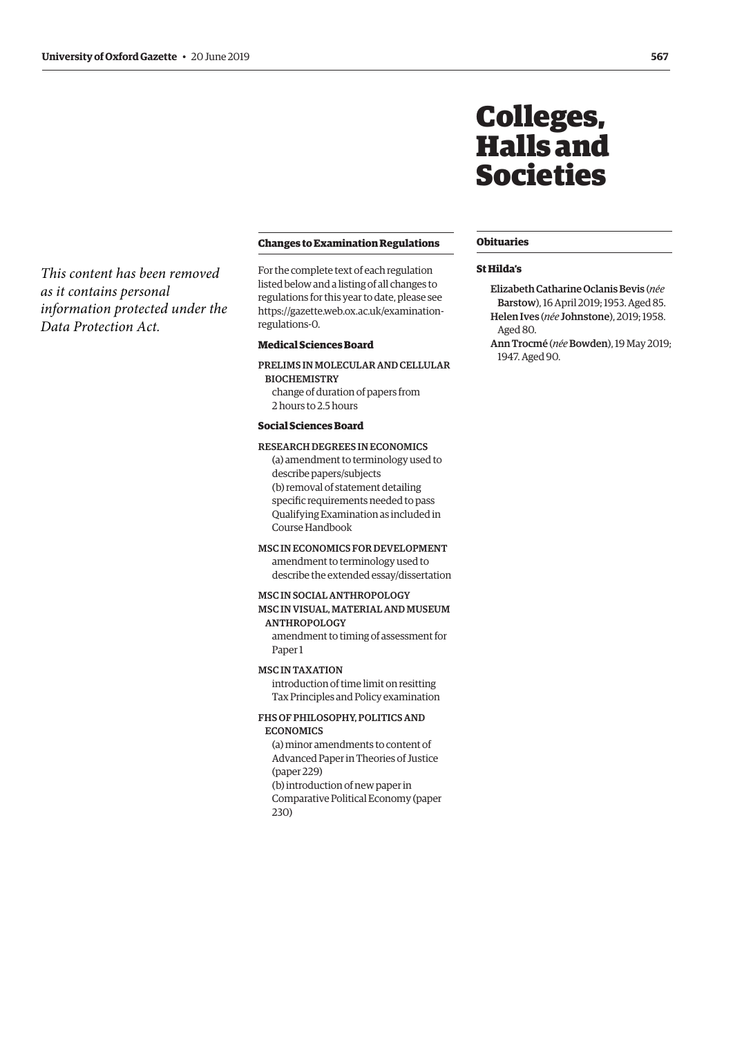# Colleges, Halls and Societies

*This content has been removed as it contains personal information protected under the Data Protection Act.*

## Changes to Examination Regulations

For the complete text of each regulation listed below and a listing of all changes to regulations for this year to date, please see https://gazette.web.ox.ac.uk/examination-regulations-0.

### Medical Sciences Board

PRELIMS IN MOLECULAR AND CELLULAR BIOCHEMISTRY
change of duration of papers from 2 hours to 2.5 hours

### Social Sciences Board

RESEARCH DEGREES IN ECONOMICS
(a) amendment to terminology used to describe papers/subjects
(b) removal of statement detailing specific requirements needed to pass Qualifying Examination as included in Course Handbook

MSC IN ECONOMICS FOR DEVELOPMENT
amendment to terminology used to describe the extended essay/dissertation

MSC IN SOCIAL ANTHROPOLOGY
MSC IN VISUAL, MATERIAL AND MUSEUM ANTHROPOLOGY
amendment to timing of assessment for Paper 1

MSC IN TAXATION
introduction of time limit on resitting Tax Principles and Policy examination

FHS OF PHILOSOPHY, POLITICS AND ECONOMICS
(a) minor amendments to content of Advanced Paper in Theories of Justice (paper 229)
(b) introduction of new paper in Comparative Political Economy (paper 230)

## Obituaries

### St Hilda's

Elizabeth Catharine Oclanis Bevis (*née* Barstow), 16 April 2019; 1953. Aged 85.
Helen Ives (*née* Johnstone), 2019; 1958. Aged 80.
Ann Trocmé (*née* Bowden), 19 May 2019; 1947. Aged 90.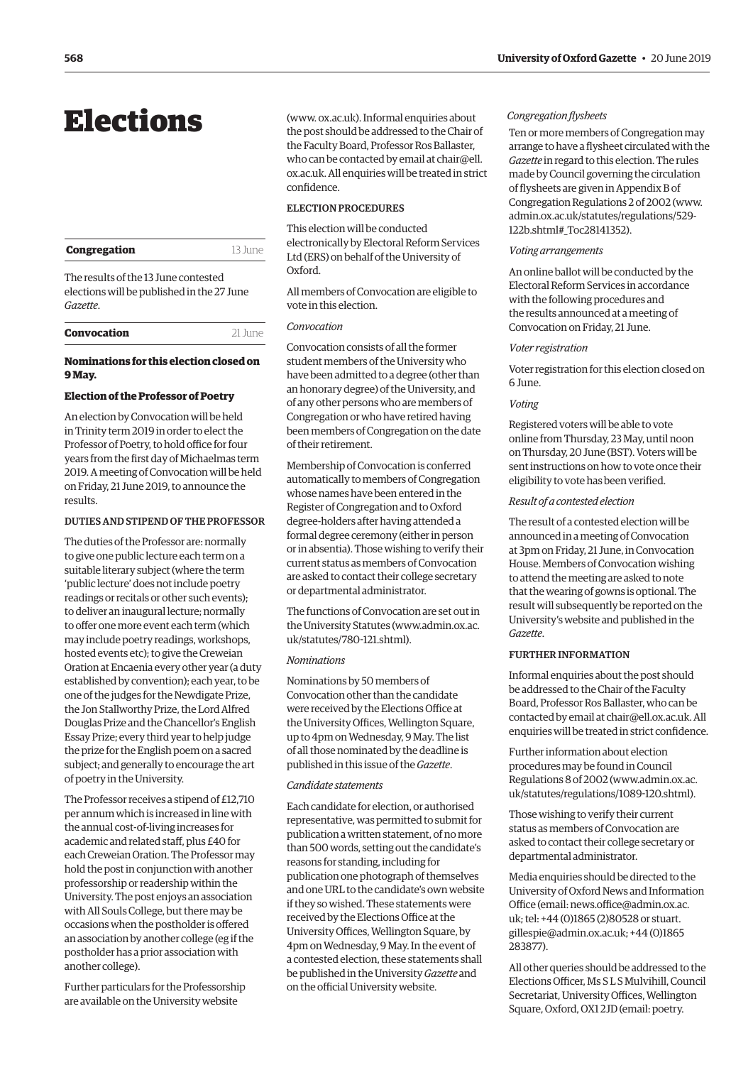# Elections

| **Congregation** | 13 June |
|---|---|

The results of the 13 June contested elections will be published in the 27 June *Gazette*.

| **Convocation** | 21 June |
|---|---|

**Nominations for this election closed on 9 May.**

### Election of the Professor of Poetry

An election by Convocation will be held in Trinity term 2019 in order to elect the Professor of Poetry, to hold office for four years from the first day of Michaelmas term 2019. A meeting of Convocation will be held on Friday, 21 June 2019, to announce the results.

#### DUTIES AND STIPEND OF THE PROFESSOR

The duties of the Professor are: normally to give one public lecture each term on a suitable literary subject (where the term 'public lecture' does not include poetry readings or recitals or other such events); to deliver an inaugural lecture; normally to offer one more event each term (which may include poetry readings, workshops, hosted events etc); to give the Creweian Oration at Encaenia every other year (a duty established by convention); each year, to be one of the judges for the Newdigate Prize, the Jon Stallworthy Prize, the Lord Alfred Douglas Prize and the Chancellor's English Essay Prize; every third year to help judge the prize for the English poem on a sacred subject; and generally to encourage the art of poetry in the University.

The Professor receives a stipend of £12,710 per annum which is increased in line with the annual cost-of-living increases for academic and related staff, plus £40 for each Creweian Oration. The Professor may hold the post in conjunction with another professorship or readership within the University. The post enjoys an association with All Souls College, but there may be occasions when the postholder is offered an association by another college (eg if the postholder has a prior association with another college).

Further particulars for the Professorship are available on the University website (www. ox.ac.uk). Informal enquiries about the post should be addressed to the Chair of the Faculty Board, Professor Ros Ballaster, who can be contacted by email at chair@ell. ox.ac.uk. All enquiries will be treated in strict confidence.

#### ELECTION PROCEDURES

This election will be conducted electronically by Electoral Reform Services Ltd (ERS) on behalf of the University of Oxford.

All members of Convocation are eligible to vote in this election.

*Convocation*

Convocation consists of all the former student members of the University who have been admitted to a degree (other than an honorary degree) of the University, and of any other persons who are members of Congregation or who have retired having been members of Congregation on the date of their retirement.

Membership of Convocation is conferred automatically to members of Congregation whose names have been entered in the Register of Congregation and to Oxford degree-holders after having attended a formal degree ceremony (either in person or in absentia). Those wishing to verify their current status as members of Convocation are asked to contact their college secretary or departmental administrator.

The functions of Convocation are set out in the University Statutes (www.admin.ox.ac. uk/statutes/780-121.shtml).

*Nominations*

Nominations by 50 members of Convocation other than the candidate were received by the Elections Office at the University Offices, Wellington Square, up to 4pm on Wednesday, 9 May. The list of all those nominated by the deadline is published in this issue of the *Gazette*.

*Candidate statements*

Each candidate for election, or authorised representative, was permitted to submit for publication a written statement, of no more than 500 words, setting out the candidate's reasons for standing, including for publication one photograph of themselves and one URL to the candidate's own website if they so wished. These statements were received by the Elections Office at the University Offices, Wellington Square, by 4pm on Wednesday, 9 May. In the event of a contested election, these statements shall be published in the University *Gazette* and on the official University website.

*Congregation flysheets*

Ten or more members of Congregation may arrange to have a flysheet circulated with the *Gazette* in regard to this election. The rules made by Council governing the circulation of flysheets are given in Appendix B of Congregation Regulations 2 of 2002 (www. admin.ox.ac.uk/statutes/regulations/529-122b.shtml#_Toc28141352).

*Voting arrangements*

An online ballot will be conducted by the Electoral Reform Services in accordance with the following procedures and the results announced at a meeting of Convocation on Friday, 21 June.

*Voter registration*

Voter registration for this election closed on 6 June.

*Voting*

Registered voters will be able to vote online from Thursday, 23 May, until noon on Thursday, 20 June (BST). Voters will be sent instructions on how to vote once their eligibility to vote has been verified.

*Result of a contested election*

The result of a contested election will be announced in a meeting of Convocation at 3pm on Friday, 21 June, in Convocation House. Members of Convocation wishing to attend the meeting are asked to note that the wearing of gowns is optional. The result will subsequently be reported on the University's website and published in the *Gazette*.

#### FURTHER INFORMATION

Informal enquiries about the post should be addressed to the Chair of the Faculty Board, Professor Ros Ballaster, who can be contacted by email at chair@ell.ox.ac.uk. All enquiries will be treated in strict confidence.

Further information about election procedures may be found in Council Regulations 8 of 2002 (www.admin.ox.ac. uk/statutes/regulations/1089-120.shtml).

Those wishing to verify their current status as members of Convocation are asked to contact their college secretary or departmental administrator.

Media enquiries should be directed to the University of Oxford News and Information Office (email: news.office@admin.ox.ac. uk; tel: +44 (0)1865 (2)80528 or stuart. gillespie@admin.ox.ac.uk; +44 (0)1865 283877).

All other queries should be addressed to the Elections Officer, Ms S L S Mulvihill, Council Secretariat, University Offices, Wellington Square, Oxford, OX1 2JD (email: poetry.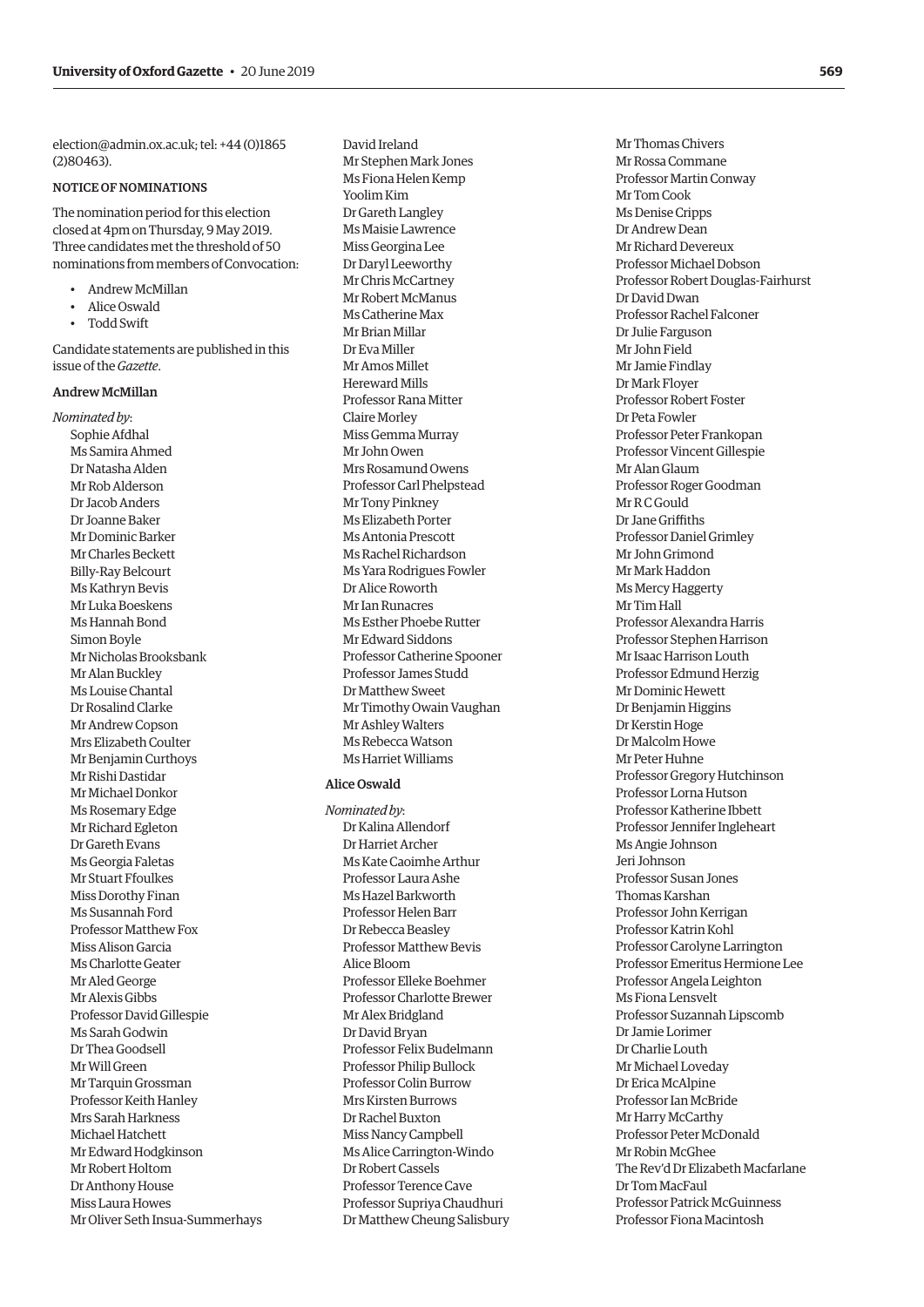election@admin.ox.ac.uk; tel: +44 (0)1865 (2)80463).

NOTICE OF NOMINATIONS

The nomination period for this election closed at 4pm on Thursday, 9 May 2019. Three candidates met the threshold of 50 nominations from members of Convocation:

- Andrew McMillan
- Alice Oswald
- Todd Swift

Candidate statements are published in this issue of the *Gazette*.

### Andrew McMillan

*Nominated by*:

Sophie Afdhal
Ms Samira Ahmed
Dr Natasha Alden
Mr Rob Alderson
Dr Jacob Anders
Dr Joanne Baker
Mr Dominic Barker
Mr Charles Beckett
Billy-Ray Belcourt
Ms Kathryn Bevis
Mr Luka Boeskens
Ms Hannah Bond
Simon Boyle
Mr Nicholas Brooksbank
Mr Alan Buckley
Ms Louise Chantal
Dr Rosalind Clarke
Mr Andrew Copson
Mrs Elizabeth Coulter
Mr Benjamin Curthoys
Mr Rishi Dastidar
Mr Michael Donkor
Ms Rosemary Edge
Mr Richard Egleton
Dr Gareth Evans
Ms Georgia Faletas
Mr Stuart Ffoulkes
Miss Dorothy Finan
Ms Susannah Ford
Professor Matthew Fox
Miss Alison Garcia
Ms Charlotte Geater
Mr Aled George
Mr Alexis Gibbs
Professor David Gillespie
Ms Sarah Godwin
Dr Thea Goodsell
Mr Will Green
Mr Tarquin Grossman
Professor Keith Hanley
Mrs Sarah Harkness
Michael Hatchett
Mr Edward Hodgkinson
Mr Robert Holtom
Dr Anthony House
Miss Laura Howes
Mr Oliver Seth Insua-Summerhays
David Ireland
Mr Stephen Mark Jones
Ms Fiona Helen Kemp
Yoolim Kim
Dr Gareth Langley
Ms Maisie Lawrence
Miss Georgina Lee
Dr Daryl Leeworthy
Mr Chris McCartney
Mr Robert McManus
Ms Catherine Max
Mr Brian Millar
Dr Eva Miller
Mr Amos Millet
Hereward Mills
Professor Rana Mitter
Claire Morley
Miss Gemma Murray
Mr John Owen
Mrs Rosamund Owens
Professor Carl Phelpstead
Mr Tony Pinkney
Ms Elizabeth Porter
Ms Antonia Prescott
Ms Rachel Richardson
Ms Yara Rodrigues Fowler
Dr Alice Roworth
Mr Ian Runacres
Ms Esther Phoebe Rutter
Mr Edward Siddons
Professor Catherine Spooner
Professor James Studd
Dr Matthew Sweet
Mr Timothy Owain Vaughan
Mr Ashley Walters
Ms Rebecca Watson
Ms Harriet Williams

### Alice Oswald

*Nominated by*:

Dr Kalina Allendorf
Dr Harriet Archer
Ms Kate Caoimhe Arthur
Professor Laura Ashe
Ms Hazel Barkworth
Professor Helen Barr
Dr Rebecca Beasley
Professor Matthew Bevis
Alice Bloom
Professor Elleke Boehmer
Professor Charlotte Brewer
Mr Alex Bridgland
Dr David Bryan
Professor Felix Budelmann
Professor Philip Bullock
Professor Colin Burrow
Mrs Kirsten Burrows
Dr Rachel Buxton
Miss Nancy Campbell
Ms Alice Carrington-Windo
Dr Robert Cassels
Professor Terence Cave
Professor Supriya Chaudhuri
Dr Matthew Cheung Salisbury
Mr Thomas Chivers
Mr Rossa Commane
Professor Martin Conway
Mr Tom Cook
Ms Denise Cripps
Dr Andrew Dean
Mr Richard Devereux
Professor Michael Dobson
Professor Robert Douglas-Fairhurst
Dr David Dwan
Professor Rachel Falconer
Dr Julie Farguson
Mr John Field
Mr Jamie Findlay
Dr Mark Floyer
Professor Robert Foster
Dr Peta Fowler
Professor Peter Frankopan
Professor Vincent Gillespie
Mr Alan Glaum
Professor Roger Goodman
Mr R C Gould
Dr Jane Griffiths
Professor Daniel Grimley
Mr John Grimond
Mr Mark Haddon
Ms Mercy Haggerty
Mr Tim Hall
Professor Alexandra Harris
Professor Stephen Harrison
Mr Isaac Harrison Louth
Professor Edmund Herzig
Mr Dominic Hewett
Dr Benjamin Higgins
Dr Kerstin Hoge
Dr Malcolm Howe
Mr Peter Huhne
Professor Gregory Hutchinson
Professor Lorna Hutson
Professor Katherine Ibbett
Professor Jennifer Ingleheart
Ms Angie Johnson
Jeri Johnson
Professor Susan Jones
Thomas Karshan
Professor John Kerrigan
Professor Katrin Kohl
Professor Carolyne Larrington
Professor Emeritus Hermione Lee
Professor Angela Leighton
Ms Fiona Lensvelt
Professor Suzannah Lipscomb
Dr Jamie Lorimer
Dr Charlie Louth
Mr Michael Loveday
Dr Erica McAlpine
Professor Ian McBride
Mr Harry McCarthy
Professor Peter McDonald
Mr Robin McGhee
The Rev'd Dr Elizabeth Macfarlane
Dr Tom MacFaul
Professor Patrick McGuinness
Professor Fiona Macintosh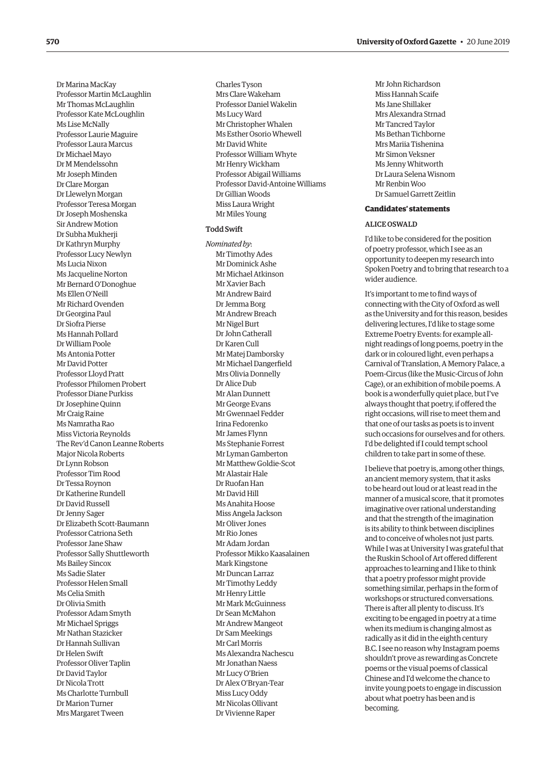Dr Marina MacKay
Professor Martin McLaughlin
Mr Thomas McLaughlin
Professor Kate McLoughlin
Ms Lise McNally
Professor Laurie Maguire
Professor Laura Marcus
Dr Michael Mayo
Dr M Mendelssohn
Mr Joseph Minden
Dr Clare Morgan
Dr Llewelyn Morgan
Professor Teresa Morgan
Dr Joseph Moshenska
Sir Andrew Motion
Dr Subha Mukherji
Dr Kathryn Murphy
Professor Lucy Newlyn
Ms Lucia Nixon
Ms Jacqueline Norton
Mr Bernard O'Donoghue
Ms Ellen O'Neill
Mr Richard Ovenden
Dr Georgina Paul
Dr Siofra Pierse
Ms Hannah Pollard
Dr William Poole
Ms Antonia Potter
Mr David Potter
Professor Lloyd Pratt
Professor Philomen Probert
Professor Diane Purkiss
Dr Josephine Quinn
Mr Craig Raine
Ms Namratha Rao
Miss Victoria Reynolds
The Rev'd Canon Leanne Roberts
Major Nicola Roberts
Dr Lynn Robson
Professor Tim Rood
Dr Tessa Roynon
Dr Katherine Rundell
Dr David Russell
Dr Jenny Sager
Dr Elizabeth Scott-Baumann
Professor Catriona Seth
Professor Jane Shaw
Professor Sally Shuttleworth
Ms Bailey Sincox
Ms Sadie Slater
Professor Helen Small
Ms Celia Smith
Dr Olivia Smith
Professor Adam Smyth
Mr Michael Spriggs
Mr Nathan Stazicker
Dr Hannah Sullivan
Dr Helen Swift
Professor Oliver Taplin
Dr David Taylor
Dr Nicola Trott
Ms Charlotte Turnbull
Dr Marion Turner
Mrs Margaret Tween
Charles Tyson
Mrs Clare Wakeham
Professor Daniel Wakelin
Ms Lucy Ward
Mr Christopher Whalen
Ms Esther Osorio Whewell
Mr David White
Professor William Whyte
Mr Henry Wickham
Professor Abigail Williams
Professor David-Antoine Williams
Dr Gillian Woods
Miss Laura Wright
Mr Miles Young

### Todd Swift

*Nominated by*:

Mr Timothy Ades
Mr Dominick Ashe
Mr Michael Atkinson
Mr Xavier Bach
Mr Andrew Baird
Dr Jemma Borg
Mr Andrew Breach
Mr Nigel Burt
Dr John Catherall
Dr Karen Cull
Mr Matej Damborsky
Mr Michael Dangerfield
Mrs Olivia Donnelly
Dr Alice Dub
Mr Alan Dunnett
Mr George Evans
Mr Gwennael Fedder
Irina Fedorenko
Mr James Flynn
Ms Stephanie Forrest
Mr Lyman Gamberton
Mr Matthew Goldie-Scot
Mr Alastair Hale
Dr Ruofan Han
Mr David Hill
Ms Anahita Hoose
Miss Angela Jackson
Mr Oliver Jones
Mr Rio Jones
Mr Adam Jordan
Professor Mikko Kaasalainen
Mark Kingstone
Mr Duncan Larraz
Mr Timothy Leddy
Mr Henry Little
Mr Mark McGuinness
Dr Sean McMahon
Mr Andrew Mangeot
Dr Sam Meekings
Mr Carl Morris
Ms Alexandra Nachescu
Mr Jonathan Naess
Mr Lucy O'Brien
Dr Alex O'Bryan-Tear
Miss Lucy Oddy
Mr Nicolas Ollivant
Dr Vivienne Raper
Mr John Richardson
Miss Hannah Scaife
Ms Jane Shillaker
Mrs Alexandra Strnad
Mr Tancred Taylor
Ms Bethan Tichborne
Mrs Mariia Tishenina
Mr Simon Veksner
Ms Jenny Whitworth
Dr Laura Selena Wisnom
Mr Renbin Woo
Dr Samuel Garrett Zeitlin

## Candidates' statements

### ALICE OSWALD

I'd like to be considered for the position of poetry professor, which I see as an opportunity to deepen my research into Spoken Poetry and to bring that research to a wider audience.

It's important to me to find ways of connecting with the City of Oxford as well as the University and for this reason, besides delivering lectures, I'd like to stage some Extreme Poetry Events: for example all-night readings of long poems, poetry in the dark or in coloured light, even perhaps a Carnival of Translation, A Memory Palace, a Poem-Circus (like the Music-Circus of John Cage), or an exhibition of mobile poems. A book is a wonderfully quiet place, but I've always thought that poetry, if offered the right occasions, will rise to meet them and that one of our tasks as poets is to invent such occasions for ourselves and for others. I'd be delighted if I could tempt school children to take part in some of these.

I believe that poetry is, among other things, an ancient memory system, that it asks to be heard out loud or at least read in the manner of a musical score, that it promotes imaginative over rational understanding and that the strength of the imagination is its ability to think between disciplines and to conceive of wholes not just parts. While I was at University I was grateful that the Ruskin School of Art offered different approaches to learning and I like to think that a poetry professor might provide something similar, perhaps in the form of workshops or structured conversations. There is after all plenty to discuss. It's exciting to be engaged in poetry at a time when its medium is changing almost as radically as it did in the eighth century B.C. I see no reason why Instagram poems shouldn't prove as rewarding as Concrete poems or the visual poems of classical Chinese and I'd welcome the chance to invite young poets to engage in discussion about what poetry has been and is becoming.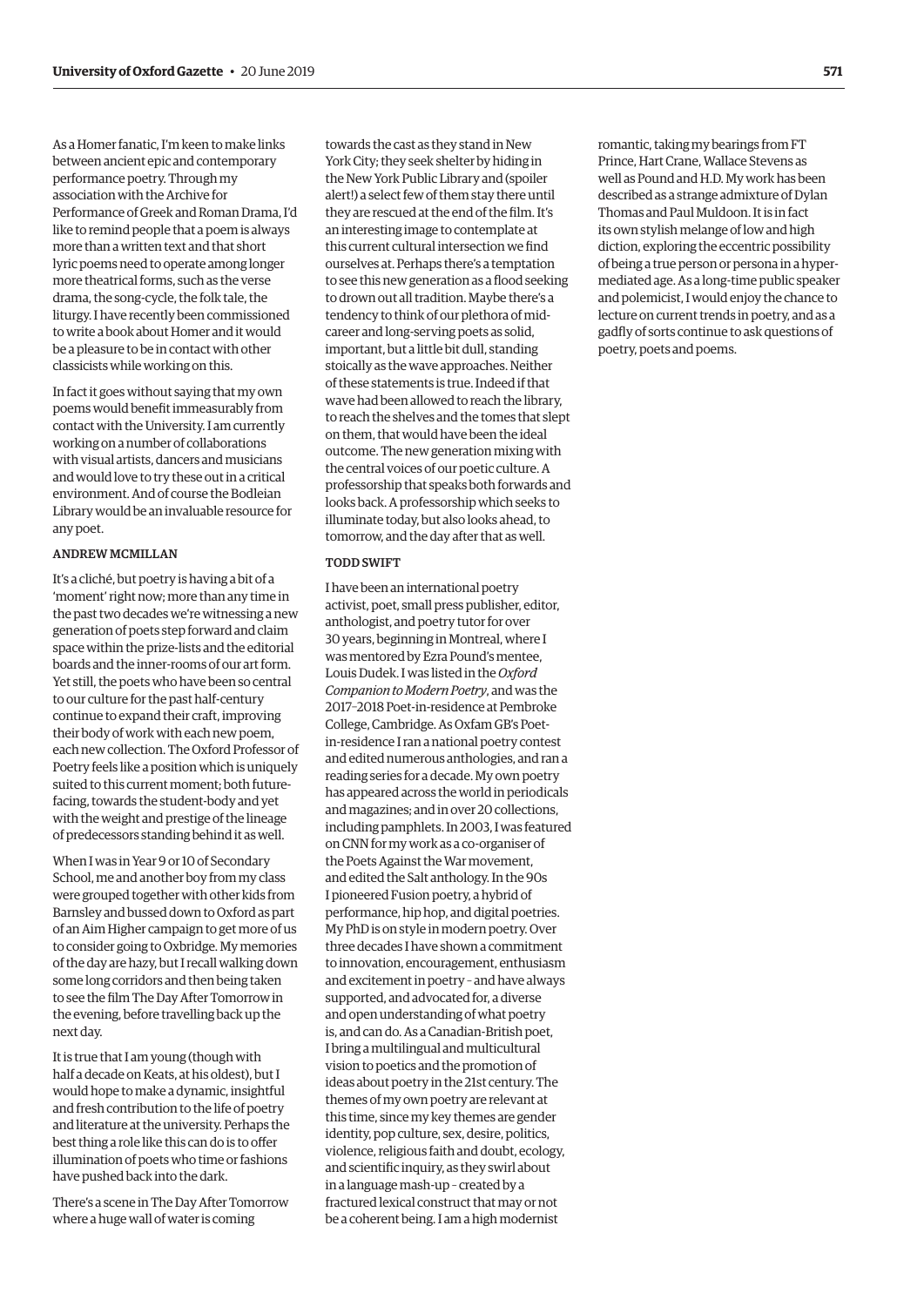As a Homer fanatic, I'm keen to make links between ancient epic and contemporary performance poetry. Through my association with the Archive for Performance of Greek and Roman Drama, I'd like to remind people that a poem is always more than a written text and that short lyric poems need to operate among longer more theatrical forms, such as the verse drama, the song-cycle, the folk tale, the liturgy. I have recently been commissioned to write a book about Homer and it would be a pleasure to be in contact with other classicists while working on this.

In fact it goes without saying that my own poems would benefit immeasurably from contact with the University. I am currently working on a number of collaborations with visual artists, dancers and musicians and would love to try these out in a critical environment. And of course the Bodleian Library would be an invaluable resource for any poet.

#### ANDREW MCMILLAN

It's a cliché, but poetry is having a bit of a 'moment' right now; more than any time in the past two decades we're witnessing a new generation of poets step forward and claim space within the prize-lists and the editorial boards and the inner-rooms of our art form. Yet still, the poets who have been so central to our culture for the past half-century continue to expand their craft, improving their body of work with each new poem, each new collection. The Oxford Professor of Poetry feels like a position which is uniquely suited to this current moment; both future-facing, towards the student-body and yet with the weight and prestige of the lineage of predecessors standing behind it as well.

When I was in Year 9 or 10 of Secondary School, me and another boy from my class were grouped together with other kids from Barnsley and bussed down to Oxford as part of an Aim Higher campaign to get more of us to consider going to Oxbridge. My memories of the day are hazy, but I recall walking down some long corridors and then being taken to see the film The Day After Tomorrow in the evening, before travelling back up the next day.

It is true that I am young (though with half a decade on Keats, at his oldest), but I would hope to make a dynamic, insightful and fresh contribution to the life of poetry and literature at the university. Perhaps the best thing a role like this can do is to offer illumination of poets who time or fashions have pushed back into the dark.

There's a scene in The Day After Tomorrow where a huge wall of water is coming towards the cast as they stand in New York City; they seek shelter by hiding in the New York Public Library and (spoiler alert!) a select few of them stay there until they are rescued at the end of the film. It's an interesting image to contemplate at this current cultural intersection we find ourselves at. Perhaps there's a temptation to see this new generation as a flood seeking to drown out all tradition. Maybe there's a tendency to think of our plethora of mid-career and long-serving poets as solid, important, but a little bit dull, standing stoically as the wave approaches. Neither of these statements is true. Indeed if that wave had been allowed to reach the library, to reach the shelves and the tomes that slept on them, that would have been the ideal outcome. The new generation mixing with the central voices of our poetic culture. A professorship that speaks both forwards and looks back. A professorship which seeks to illuminate today, but also looks ahead, to tomorrow, and the day after that as well.

#### TODD SWIFT

I have been an international poetry activist, poet, small press publisher, editor, anthologist, and poetry tutor for over 30 years, beginning in Montreal, where I was mentored by Ezra Pound's mentee, Louis Dudek. I was listed in the *Oxford Companion to Modern Poetry*, and was the 2017–2018 Poet-in-residence at Pembroke College, Cambridge. As Oxfam GB's Poet-in-residence I ran a national poetry contest and edited numerous anthologies, and ran a reading series for a decade. My own poetry has appeared across the world in periodicals and magazines; and in over 20 collections, including pamphlets. In 2003, I was featured on CNN for my work as a co-organiser of the Poets Against the War movement, and edited the Salt anthology. In the 90s I pioneered Fusion poetry, a hybrid of performance, hip hop, and digital poetries. My PhD is on style in modern poetry. Over three decades I have shown a commitment to innovation, encouragement, enthusiasm and excitement in poetry – and have always supported, and advocated for, a diverse and open understanding of what poetry is, and can do. As a Canadian-British poet, I bring a multilingual and multicultural vision to poetics and the promotion of ideas about poetry in the 21st century. The themes of my own poetry are relevant at this time, since my key themes are gender identity, pop culture, sex, desire, politics, violence, religious faith and doubt, ecology, and scientific inquiry, as they swirl about in a language mash-up – created by a fractured lexical construct that may or not be a coherent being. I am a high modernist romantic, taking my bearings from FT Prince, Hart Crane, Wallace Stevens as well as Pound and H.D. My work has been described as a strange admixture of Dylan Thomas and Paul Muldoon. It is in fact its own stylish melange of low and high diction, exploring the eccentric possibility of being a true person or persona in a hyper-mediated age. As a long-time public speaker and polemicist, I would enjoy the chance to lecture on current trends in poetry, and as a gadfly of sorts continue to ask questions of poetry, poets and poems.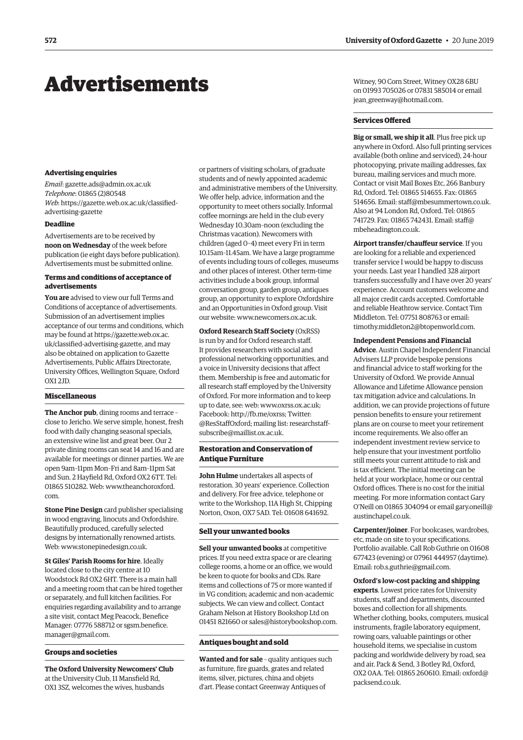# Advertisements

### Advertising enquiries

*Email*: gazette.ads@admin.ox.ac.uk
*Telephone*: 01865 (2)80548
*Web*: https://gazette.web.ox.ac.uk/classified-advertising-gazette

### Deadline

Advertisements are to be received by **noon on Wednesday** of the week before publication (ie eight days before publication). Advertisements must be submitted online.

### Terms and conditions of acceptance of advertisements

**You are** advised to view our full Terms and Conditions of acceptance of advertisements. Submission of an advertisement implies acceptance of our terms and conditions, which may be found at https://gazette.web.ox.ac.uk/classified-advertising-gazette, and may also be obtained on application to Gazette Advertisements, Public Affairs Directorate, University Offices, Wellington Square, Oxford OX1 2JD.

### Miscellaneous

**The Anchor pub**, dining rooms and terrace – close to Jericho. We serve simple, honest, fresh food with daily changing seasonal specials, an extensive wine list and great beer. Our 2 private dining rooms can seat 14 and 16 and are available for meetings or dinner parties. We are open 9am–11pm Mon–Fri and 8am–11pm Sat and Sun. 2 Hayfield Rd, Oxford OX2 6TT. Tel: 01865 510282. Web: www.theanchoroxford.com.

**Stone Pine Design** card publisher specialising in wood engraving, linocuts and Oxfordshire. Beautifully produced, carefully selected designs by internationally renowned artists. Web: www.stonepinedesign.co.uk.

**St Giles' Parish Rooms for hire**. Ideally located close to the city centre at 10 Woodstock Rd OX2 6HT. There is a main hall and a meeting room that can be hired together or separately, and full kitchen facilities. For enquiries regarding availability and to arrange a site visit, contact Meg Peacock, Benefice Manager: 07776 588712 or sgsm.benefice.manager@gmail.com.

### Groups and societies

**The Oxford University Newcomers' Club** at the University Club, 11 Mansfield Rd, OX1 3SZ, welcomes the wives, husbands or partners of visiting scholars, of graduate students and of newly appointed academic and administrative members of the University. We offer help, advice, information and the opportunity to meet others socially. Informal coffee mornings are held in the club every Wednesday 10.30am–noon (excluding the Christmas vacation). Newcomers with children (aged 0–4) meet every Fri in term 10.15am–11.45am. We have a large programme of events including tours of colleges, museums and other places of interest. Other term-time activities include a book group, informal conversation group, garden group, antiques group, an opportunity to explore Oxfordshire and an Opportunities in Oxford group. Visit our website: www.newcomers.ox.ac.uk.

**Oxford Research Staff Society** (OxRSS) is run by and for Oxford research staff. It provides researchers with social and professional networking opportunities, and a voice in University decisions that affect them. Membership is free and automatic for all research staff employed by the University of Oxford. For more information and to keep up to date, see: web: www.oxrss.ox.ac.uk; Facebook: http://fb.me/oxrss; Twitter: @ResStaffOxford; mailing list: researchstaff-subscribe@maillist.ox.ac.uk.

### Restoration and Conservation of Antique Furniture

**John Hulme** undertakes all aspects of restoration. 30 years' experience. Collection and delivery. For free advice, telephone or write to the Workshop, 11A High St, Chipping Norton, Oxon, OX7 5AD. Tel: 01608 641692.

### Sell your unwanted books

**Sell your unwanted books** at competitive prices. If you need extra space or are clearing college rooms, a home or an office, we would be keen to quote for books and CDs. Rare items and collections of 75 or more wanted if in VG condition; academic and non-academic subjects. We can view and collect. Contact Graham Nelson at History Bookshop Ltd on 01451 821660 or sales@historybookshop.com.

### Antiques bought and sold

**Wanted and for sale** – quality antiques such as furniture, fire guards, grates and related items, silver, pictures, china and objets d'art. Please contact Greenway Antiques of Witney, 90 Corn Street, Witney OX28 6BU on 01993 705026 or 07831 585014 or email jean_greenway@hotmail.com.

### Services Offered

**Big or small, we ship it all**. Plus free pick up anywhere in Oxford. Also full printing services available (both online and serviced), 24-hour photocopying, private mailing addresses, fax bureau, mailing services and much more. Contact or visit Mail Boxes Etc, 266 Banbury Rd, Oxford. Tel: 01865 514655. Fax: 01865 514656. Email: staff@mbesummertown.co.uk. Also at 94 London Rd, Oxford. Tel: 01865 741729. Fax: 01865 742431. Email: staff@mbeheadington.co.uk.

**Airport transfer/chauffeur service**. If you are looking for a reliable and experienced transfer service I would be happy to discuss your needs. Last year I handled 328 airport transfers successfully and I have over 20 years' experience. Account customers welcome and all major credit cards accepted. Comfortable and reliable Heathrow service. Contact Tim Middleton. Tel: 07751 808763 or email: timothy.middleton2@btopenworld.com.

**Independent Pensions and Financial Advice**. Austin Chapel Independent Financial Advisers LLP provide bespoke pensions and financial advice to staff working for the University of Oxford. We provide Annual Allowance and Lifetime Allowance pension tax mitigation advice and calculations. In addition, we can provide projections of future pension benefits to ensure your retirement plans are on course to meet your retirement income requirements. We also offer an independent investment review service to help ensure that your investment portfolio still meets your current attitude to risk and is tax efficient. The initial meeting can be held at your workplace, home or our central Oxford offices. There is no cost for the initial meeting. For more information contact Gary O'Neill on 01865 304094 or email gary.oneill@austinchapel.co.uk.

**Carpenter/joiner**. For bookcases, wardrobes, etc, made on site to your specifications. Portfolio available. Call Rob Guthrie on 01608 677423 (evening) or 07961 444957 (daytime). Email: rob.s.guthrie@gmail.com.

**Oxford's low-cost packing and shipping experts**. Lowest price rates for University students, staff and departments, discounted boxes and collection for all shipments. Whether clothing, books, computers, musical instruments, fragile laboratory equipment, rowing oars, valuable paintings or other household items, we specialise in custom packing and worldwide delivery by road, sea and air. Pack & Send, 3 Botley Rd, Oxford, OX2 0AA. Tel: 01865 260610. Email: oxford@packsend.co.uk.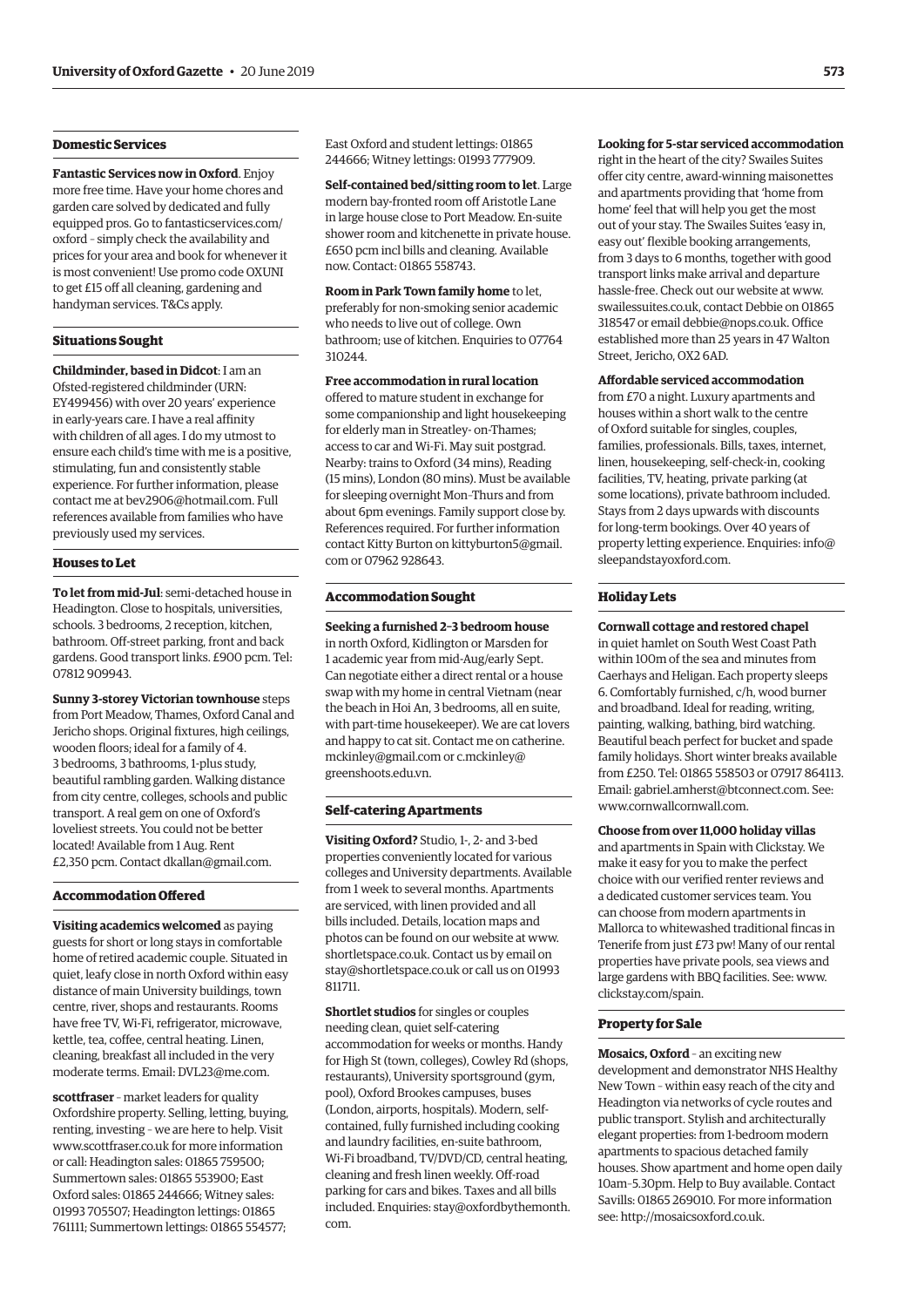## Domestic Services

**Fantastic Services now in Oxford**. Enjoy more free time. Have your home chores and garden care solved by dedicated and fully equipped pros. Go to fantasticservices.com/oxford – simply check the availability and prices for your area and book for whenever it is most convenient! Use promo code OXUNI to get £15 off all cleaning, gardening and handyman services. T&Cs apply.

## Situations Sought

**Childminder, based in Didcot**: I am an Ofsted-registered childminder (URN: EY499456) with over 20 years' experience in early-years care. I have a real affinity with children of all ages. I do my utmost to ensure each child's time with me is a positive, stimulating, fun and consistently stable experience. For further information, please contact me at bev2906@hotmail.com. Full references available from families who have previously used my services.

## Houses to Let

**To let from mid-Jul**: semi-detached house in Headington. Close to hospitals, universities, schools. 3 bedrooms, 2 reception, kitchen, bathroom. Off-street parking, front and back gardens. Good transport links. £900 pcm. Tel: 07812 909943.

**Sunny 3-storey Victorian townhouse** steps from Port Meadow, Thames, Oxford Canal and Jericho shops. Original fixtures, high ceilings, wooden floors; ideal for a family of 4. 3 bedrooms, 3 bathrooms, 1-plus study, beautiful rambling garden. Walking distance from city centre, colleges, schools and public transport. A real gem on one of Oxford's loveliest streets. You could not be better located! Available from 1 Aug. Rent £2,350 pcm. Contact dkallan@gmail.com.

## Accommodation Offered

**Visiting academics welcomed** as paying guests for short or long stays in comfortable home of retired academic couple. Situated in quiet, leafy close in north Oxford within easy distance of main University buildings, town centre, river, shops and restaurants. Rooms have free TV, Wi-Fi, refrigerator, microwave, kettle, tea, coffee, central heating. Linen, cleaning, breakfast all included in the very moderate terms. Email: DVL23@me.com.

**scottfraser** – market leaders for quality Oxfordshire property. Selling, letting, buying, renting, investing – we are here to help. Visit www.scottfraser.co.uk for more information or call: Headington sales: 01865 759500; Summertown sales: 01865 553900; East Oxford sales: 01865 244666; Witney sales: 01993 705507; Headington lettings: 01865 761111; Summertown lettings: 01865 554577; East Oxford and student lettings: 01865 244666; Witney lettings: 01993 777909.

**Self-contained bed/sitting room to let**. Large modern bay-fronted room off Aristotle Lane in large house close to Port Meadow. En-suite shower room and kitchenette in private house. £650 pcm incl bills and cleaning. Available now. Contact: 01865 558743.

**Room in Park Town family home** to let, preferably for non-smoking senior academic who needs to live out of college. Own bathroom; use of kitchen. Enquiries to 07764 310244.

**Free accommodation in rural location** offered to mature student in exchange for some companionship and light housekeeping for elderly man in Streatley- on-Thames; access to car and Wi-Fi. May suit postgrad. Nearby: trains to Oxford (34 mins), Reading (15 mins), London (80 mins). Must be available for sleeping overnight Mon–Thurs and from about 6pm evenings. Family support close by. References required. For further information contact Kitty Burton on kittyburton5@gmail.com or 07962 928643.

## Accommodation Sought

**Seeking a furnished 2–3 bedroom house** in north Oxford, Kidlington or Marsden for 1 academic year from mid-Aug/early Sept. Can negotiate either a direct rental or a house swap with my home in central Vietnam (near the beach in Hoi An, 3 bedrooms, all en suite, with part-time housekeeper). We are cat lovers and happy to cat sit. Contact me on catherine.mckinley@gmail.com or c.mckinley@greenshoots.edu.vn.

## Self-catering Apartments

**Visiting Oxford?** Studio, 1-, 2- and 3-bed properties conveniently located for various colleges and University departments. Available from 1 week to several months. Apartments are serviced, with linen provided and all bills included. Details, location maps and photos can be found on our website at www.shortletspace.co.uk. Contact us by email on stay@shortletspace.co.uk or call us on 01993 811711.

**Shortlet studios** for singles or couples needing clean, quiet self-catering accommodation for weeks or months. Handy for High St (town, colleges), Cowley Rd (shops, restaurants), University sportsground (gym, pool), Oxford Brookes campuses, buses (London, airports, hospitals). Modern, self-contained, fully furnished including cooking and laundry facilities, en-suite bathroom, Wi-Fi broadband, TV/DVD/CD, central heating, cleaning and fresh linen weekly. Off-road parking for cars and bikes. Taxes and all bills included. Enquiries: stay@oxfordbythemonth.com.

**Looking for 5-star serviced accommodation** right in the heart of the city? Swailes Suites offer city centre, award-winning maisonettes and apartments providing that 'home from home' feel that will help you get the most out of your stay. The Swailes Suites 'easy in, easy out' flexible booking arrangements, from 3 days to 6 months, together with good transport links make arrival and departure hassle-free. Check out our website at www.swailessuites.co.uk, contact Debbie on 01865 318547 or email debbie@nops.co.uk. Office established more than 25 years in 47 Walton Street, Jericho, OX2 6AD.

**Affordable serviced accommodation** from £70 a night. Luxury apartments and houses within a short walk to the centre of Oxford suitable for singles, couples, families, professionals. Bills, taxes, internet, linen, housekeeping, self-check-in, cooking facilities, TV, heating, private parking (at some locations), private bathroom included. Stays from 2 days upwards with discounts for long-term bookings. Over 40 years of property letting experience. Enquiries: info@sleepandstayoxford.com.

## Holiday Lets

**Cornwall cottage and restored chapel** in quiet hamlet on South West Coast Path within 100m of the sea and minutes from Caerhays and Heligan. Each property sleeps 6. Comfortably furnished, c/h, wood burner and broadband. Ideal for reading, writing, painting, walking, bathing, bird watching. Beautiful beach perfect for bucket and spade family holidays. Short winter breaks available from £250. Tel: 01865 558503 or 07917 864113. Email: gabriel.amherst@btconnect.com. See: www.cornwallcornwall.com.

**Choose from over 11,000 holiday villas** and apartments in Spain with Clickstay. We make it easy for you to make the perfect choice with our verified renter reviews and a dedicated customer services team. You can choose from modern apartments in Mallorca to whitewashed traditional fincas in Tenerife from just £73 pw! Many of our rental properties have private pools, sea views and large gardens with BBQ facilities. See: www.clickstay.com/spain.

## Property for Sale

**Mosaics, Oxford** – an exciting new development and demonstrator NHS Healthy New Town – within easy reach of the city and Headington via networks of cycle routes and public transport. Stylish and architecturally elegant properties: from 1-bedroom modern apartments to spacious detached family houses. Show apartment and home open daily 10am–5.30pm. Help to Buy available. Contact Savills: 01865 269010. For more information see: http://mosaicsoxford.co.uk.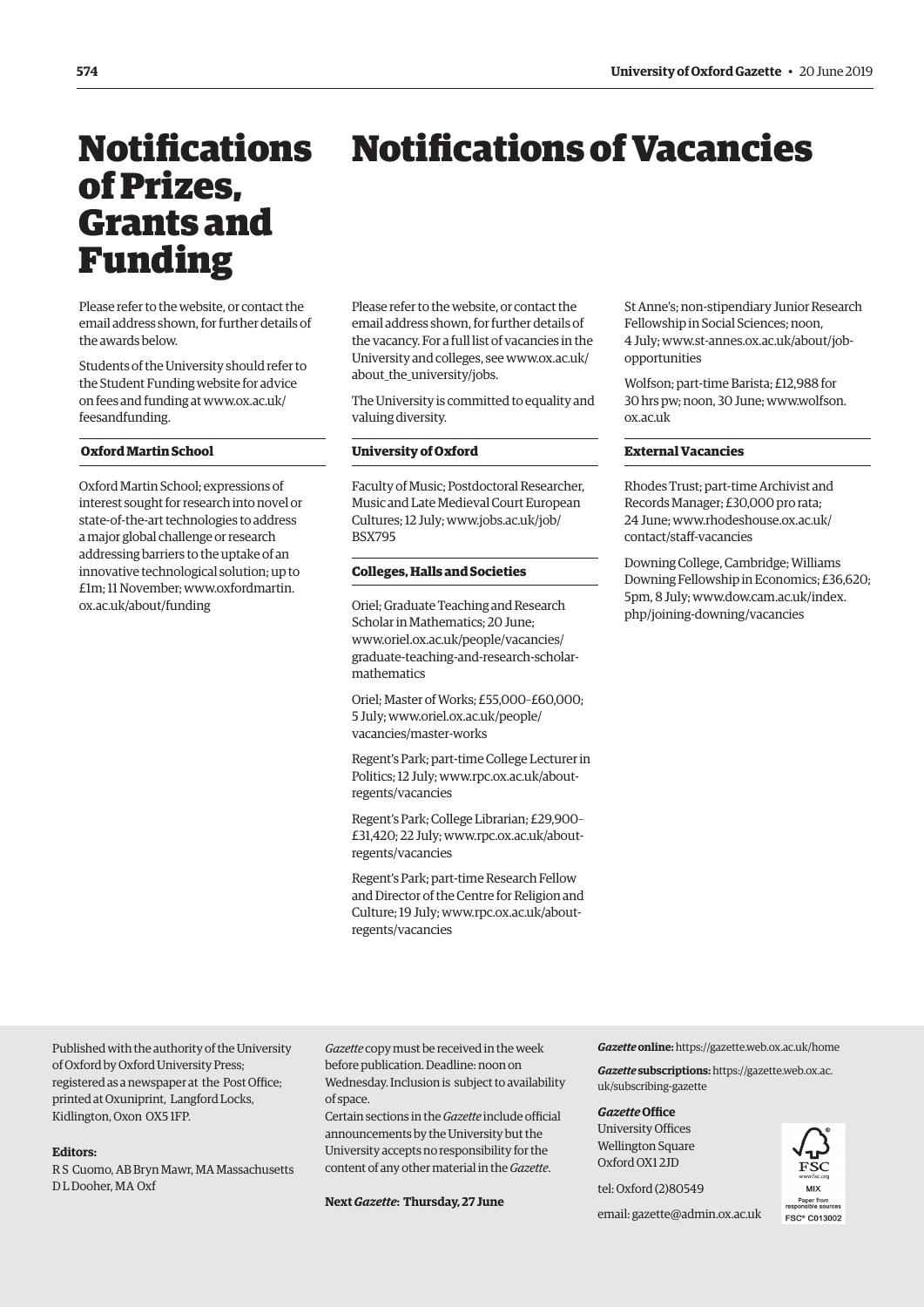# Notifications of Prizes, Grants and Funding

Please refer to the website, or contact the email address shown, for further details of the awards below.

Students of the University should refer to the Student Funding website for advice on fees and funding at www.ox.ac.uk/feesandfunding.

### Oxford Martin School

Oxford Martin School; expressions of interest sought for research into novel or state-of-the-art technologies to address a major global challenge or research addressing barriers to the uptake of an innovative technological solution; up to £1m; 11 November; www.oxfordmartin.ox.ac.uk/about/funding

# Notifications of Vacancies

Please refer to the website, or contact the email address shown, for further details of the vacancy. For a full list of vacancies in the University and colleges, see www.ox.ac.uk/about_the_university/jobs.

The University is committed to equality and valuing diversity.

### University of Oxford

Faculty of Music; Postdoctoral Researcher, Music and Late Medieval Court European Cultures; 12 July; www.jobs.ac.uk/job/BSX795

### Colleges, Halls and Societies

Oriel; Graduate Teaching and Research Scholar in Mathematics; 20 June; www.oriel.ox.ac.uk/people/vacancies/graduate-teaching-and-research-scholar-mathematics

Oriel; Master of Works; £55,000–£60,000; 5 July; www.oriel.ox.ac.uk/people/vacancies/master-works

Regent's Park; part-time College Lecturer in Politics; 12 July; www.rpc.ox.ac.uk/about-regents/vacancies

Regent's Park; College Librarian; £29,900–£31,420; 22 July; www.rpc.ox.ac.uk/about-regents/vacancies

Regent's Park; part-time Research Fellow and Director of the Centre for Religion and Culture; 19 July; www.rpc.ox.ac.uk/about-regents/vacancies

St Anne's; non-stipendiary Junior Research Fellowship in Social Sciences; noon, 4 July; www.st-annes.ox.ac.uk/about/job-opportunities

Wolfson; part-time Barista; £12,988 for 30 hrs pw; noon, 30 June; www.wolfson.ox.ac.uk

### External Vacancies

Rhodes Trust; part-time Archivist and Records Manager; £30,000 pro rata; 24 June; www.rhodeshouse.ox.ac.uk/contact/staff-vacancies

Downing College, Cambridge; Williams Downing Fellowship in Economics; £36,620; 5pm, 8 July; www.dow.cam.ac.uk/index.php/joining-downing/vacancies

---

Published with the authority of the University of Oxford by Oxford University Press; registered as a newspaper at the Post Office; printed at Oxuniprint, Langford Locks, Kidlington, Oxon OX5 1FP.

**Editors:**
R S Cuomo, AB Bryn Mawr, MA Massachusetts
D L Dooher, MA Oxf

*Gazette* copy must be received in the week before publication. Deadline: noon on Wednesday. Inclusion is subject to availability of space.
Certain sections in the *Gazette* include official announcements by the University but the University accepts no responsibility for the content of any other material in the *Gazette*.

**Next *Gazette*: Thursday, 27 June**

***Gazette* online:** https://gazette.web.ox.ac.uk/home

***Gazette* subscriptions:** https://gazette.web.ox.ac.uk/subscribing-gazette

***Gazette* Office**
University Offices
Wellington Square
Oxford OX1 2JD

tel: Oxford (2)80549

email: gazette@admin.ox.ac.uk

FSC www.fsc.org MIX Paper from responsible sources FSC® C013002